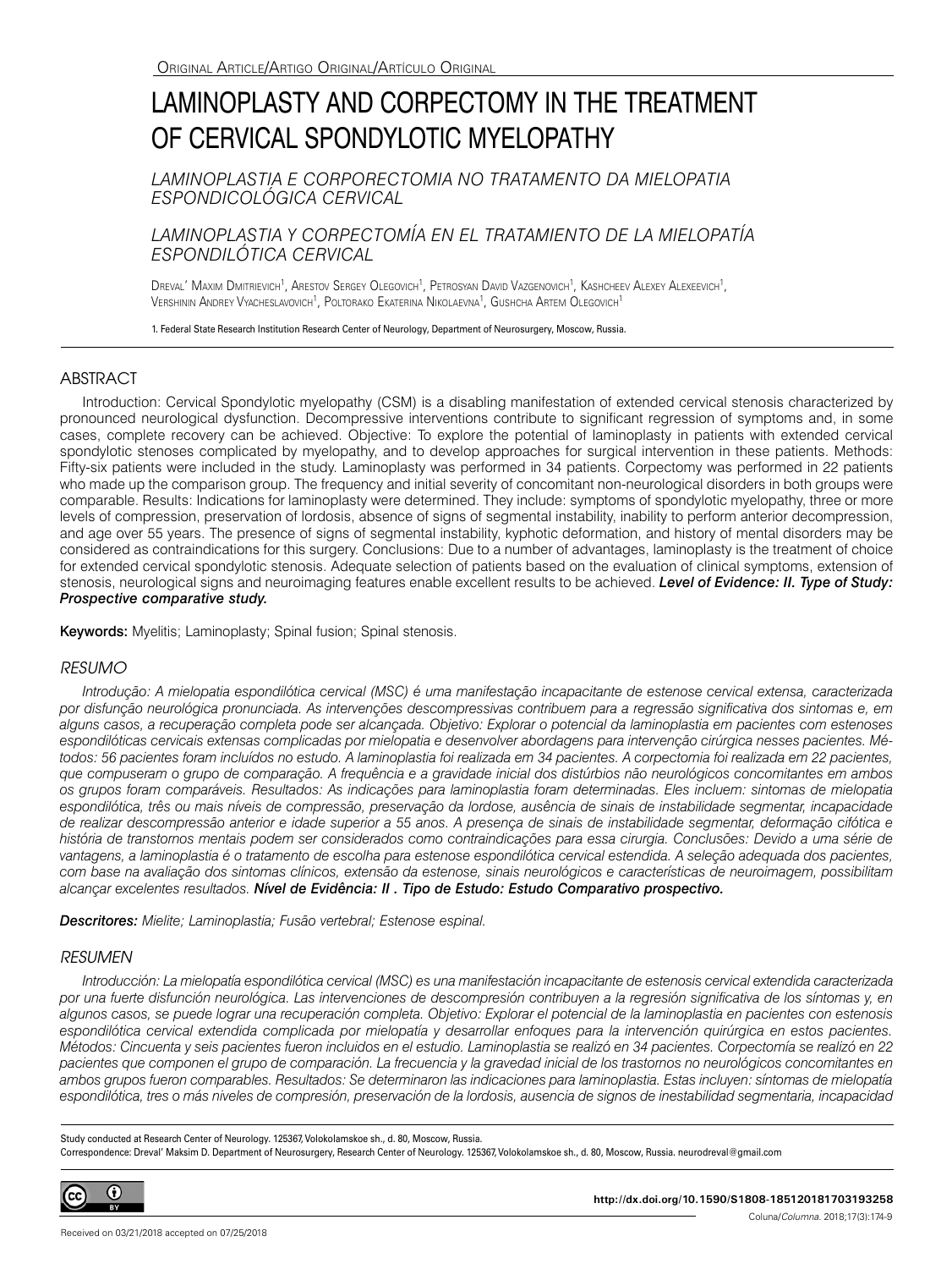ORIGINAL ARTICLE/ARTIGO ORIGINAL/ARTÍCULO ORIGINAL

# LAMINOPLASTY AND CORPECTOMY IN THE TREATMENT OF CERVICAL SPONDYLOTIC MYELOPATHY

*LAMINOPLASTIA E CORPORECTOMIA NO TRATAMENTO DA MIELOPATIA ESPONDICOLÓGICA CERVICAL*

*LAMINOPLASTIA Y CORPECTOMÍA EN EL TRATAMIENTO DE LA MIELOPATÍA ESPONDILÓTICA CERVICAL*

DREVAL' MAXIM DMITRIEVICH[1], ARESTOV SERGEY OLEGOVICH[1], PETROSYAN DAVID VAZGENOVICH[1], KASHCHEEV ALEXEY ALEXEEVICH[1], VERSHININ ANDREY VYACHESLAVOVICH[1], POLTORAKO EKATERINA NIKOLAEVNA[1], GUSHCHA ARTEM OLEGOVICH[1]

1. Federal State Research Institution Research Center of Neurology, Department of Neurosurgery, Moscow, Russia.

## ABSTRACT

Introduction: Cervical Spondylotic myelopathy (CSM) is a disabling manifestation of extended cervical stenosis characterized by pronounced neurological dysfunction. Decompressive interventions contribute to significant regression of symptoms and, in some cases, complete recovery can be achieved. Objective: To explore the potential of laminoplasty in patients with extended cervical spondylotic stenoses complicated by myelopathy, and to develop approaches for surgical intervention in these patients. Methods: Fifty-six patients were included in the study. Laminoplasty was performed in 34 patients. Corpectomy was performed in 22 patients who made up the comparison group. The frequency and initial severity of concomitant non-neurological disorders in both groups were comparable. Results: Indications for laminoplasty were determined. They include: symptoms of spondylotic myelopathy, three or more levels of compression, preservation of lordosis, absence of signs of segmental instability, inability to perform anterior decompression, and age over 55 years. The presence of signs of segmental instability, kyphotic deformation, and history of mental disorders may be considered as contraindications for this surgery. Conclusions: Due to a number of advantages, laminoplasty is the treatment of choice for extended cervical spondylotic stenosis. Adequate selection of patients based on the evaluation of clinical symptoms, extension of stenosis, neurological signs and neuroimaging features enable excellent results to be achieved. ***Level of Evidence: II. Type of Study: Prospective comparative study.***

**Keywords:** Myelitis; Laminoplasty; Spinal fusion; Spinal stenosis.

## RESUMO

*Introdução: A mielopatia espondilótica cervical (MSC) é uma manifestação incapacitante de estenose cervical extensa, caracterizada por disfunção neurológica pronunciada. As intervenções descompressivas contribuem para a regressão significativa dos sintomas e, em alguns casos, a recuperação completa pode ser alcançada. Objetivo: Explorar o potencial da laminoplastia em pacientes com estenoses espondilóticas cervicais extensas complicadas por mielopatia e desenvolver abordagens para intervenção cirúrgica nesses pacientes. Métodos: 56 pacientes foram incluídos no estudo. A laminoplastia foi realizada em 34 pacientes. A corpectomia foi realizada em 22 pacientes, que compuseram o grupo de comparação. A frequência e a gravidade inicial dos distúrbios não neurológicos concomitantes em ambos os grupos foram comparáveis. Resultados: As indicações para laminoplastia foram determinadas. Eles incluem: sintomas de mielopatia espondilótica, três ou mais níveis de compressão, preservação da lordose, ausência de sinais de instabilidade segmentar, incapacidade de realizar descompressão anterior e idade superior a 55 anos. A presença de sinais de instabilidade segmentar, deformação cifótica e história de transtornos mentais podem ser considerados como contraindicações para essa cirurgia. Conclusões: Devido a uma série de vantagens, a laminoplastia é o tratamento de escolha para estenose espondilótica cervical estendida. A seleção adequada dos pacientes, com base na avaliação dos sintomas clínicos, extensão da estenose, sinais neurológicos e características de neuroimagem, possibilitam alcançar excelentes resultados.* ***Nível de Evidência: II . Tipo de Estudo: Estudo Comparativo prospectivo.***

***Descritores:*** *Mielite; Laminoplastia; Fusão vertebral; Estenose espinal.*

## RESUMEN

*Introducción: La mielopatía espondilótica cervical (MSC) es una manifestación incapacitante de estenosis cervical extendida caracterizada por una fuerte disfunción neurológica. Las intervenciones de descompresión contribuyen a la regresión significativa de los síntomas y, en algunos casos, se puede lograr una recuperación completa. Objetivo: Explorar el potencial de la laminoplastia en pacientes con estenosis espondilótica cervical extendida complicada por mielopatía y desarrollar enfoques para la intervención quirúrgica en estos pacientes. Métodos: Cincuenta y seis pacientes fueron incluidos en el estudio. Laminoplastia se realizó en 34 pacientes. Corpectomía se realizó en 22 pacientes que componen el grupo de comparación. La frecuencia y la gravedad inicial de los trastornos no neurológicos concomitantes en ambos grupos fueron comparables. Resultados: Se determinaron las indicaciones para laminoplastia. Estas incluyen: síntomas de mielopatía espondilótica, tres o más niveles de compresión, preservación de la lordosis, ausencia de signos de inestabilidad segmentaria, incapacidad*

Study conducted at Research Center of Neurology. 125367, Volokolamskoe sh., d. 80, Moscow, Russia.
Correspondence: Dreval' Maksim D. Department of Neurosurgery, Research Center of Neurology. 125367, Volokolamskoe sh., d. 80, Moscow, Russia. neurodreval@gmail.com

http://dx.doi.org/10.1590/S1808-185120181703193258

Received on 03/21/2018 accepted on 07/25/2018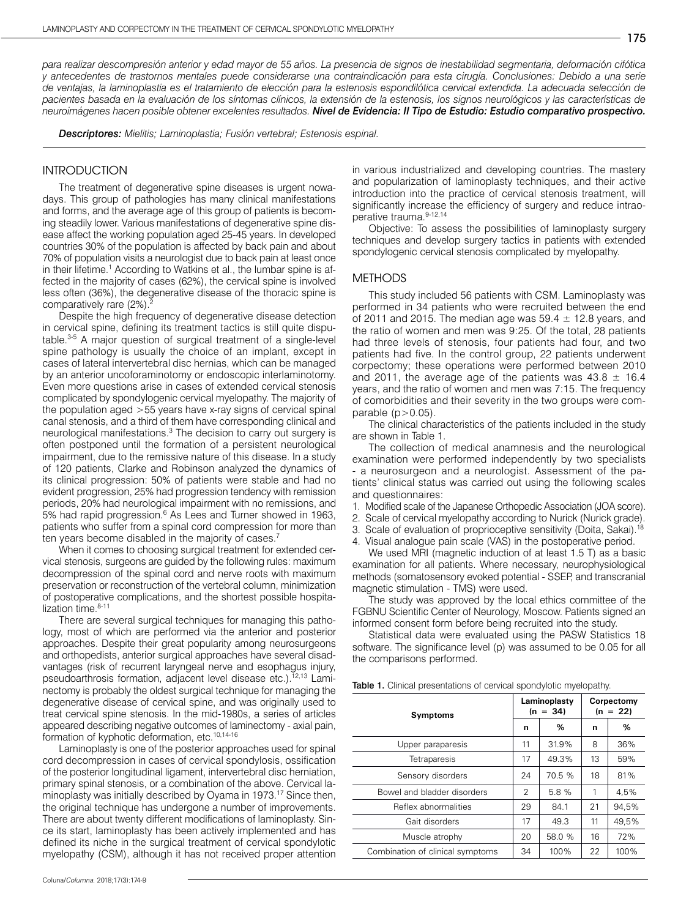*para realizar descompresión anterior y edad mayor de 55 años. La presencia de signos de inestabilidad segmentaria, deformación cifótica y antecedentes de trastornos mentales puede considerarse una contraindicación para esta cirugía. Conclusiones: Debido a una serie de ventajas, la laminoplastia es el tratamiento de elección para la estenosis espondilótica cervical extendida. La adecuada selección de pacientes basada en la evaluación de los síntomas clínicos, la extensión de la estenosis, los signos neurológicos y las características de neuroimágenes hacen posible obtener excelentes resultados.* ***Nivel de Evidencia: II Tipo de Estudio: Estudio comparativo prospectivo.***

***Descriptores:*** *Mielitis; Laminoplastia; Fusión vertebral; Estenosis espinal.*

## INTRODUCTION

The treatment of degenerative spine diseases is urgent nowadays. This group of pathologies has many clinical manifestations and forms, and the average age of this group of patients is becoming steadily lower. Various manifestations of degenerative spine disease affect the working population aged 25-45 years. In developed countries 30% of the population is affected by back pain and about 70% of population visits a neurologist due to back pain at least once in their lifetime.[1] According to Watkins et al., the lumbar spine is affected in the majority of cases (62%), the cervical spine is involved less often (36%), the degenerative disease of the thoracic spine is comparatively rare (2%).[2]

Despite the high frequency of degenerative disease detection in cervical spine, defining its treatment tactics is still quite disputable.[3-5] A major question of surgical treatment of a single-level spine pathology is usually the choice of an implant, except in cases of lateral intervertebral disc hernias, which can be managed by an anterior uncoforaminotomy or endoscopic interlaminotomy. Even more questions arise in cases of extended cervical stenosis complicated by spondylogenic cervical myelopathy. The majority of the population aged >55 years have x-ray signs of cervical spinal canal stenosis, and a third of them have corresponding clinical and neurological manifestations.[3] The decision to carry out surgery is often postponed until the formation of a persistent neurological impairment, due to the remissive nature of this disease. In a study of 120 patients, Clarke and Robinson analyzed the dynamics of its clinical progression: 50% of patients were stable and had no evident progression, 25% had progression tendency with remission periods, 20% had neurological impairment with no remissions, and 5% had rapid progression.[6] As Lees and Turner showed in 1963, patients who suffer from a spinal cord compression for more than ten years become disabled in the majority of cases.[7]

When it comes to choosing surgical treatment for extended cervical stenosis, surgeons are guided by the following rules: maximum decompression of the spinal cord and nerve roots with maximum preservation or reconstruction of the vertebral column, minimization of postoperative complications, and the shortest possible hospitalization time.[8-11]

There are several surgical techniques for managing this pathology, most of which are performed via the anterior and posterior approaches. Despite their great popularity among neurosurgeons and orthopedists, anterior surgical approaches have several disadvantages (risk of recurrent laryngeal nerve and esophagus injury, pseudoarthrosis formation, adjacent level disease etc.).[12,13] Laminectomy is probably the oldest surgical technique for managing the degenerative disease of cervical spine, and was originally used to treat cervical spine stenosis. In the mid-1980s, a series of articles appeared describing negative outcomes of laminectomy - axial pain, formation of kyphotic deformation, etc.[10,14-16]

Laminoplasty is one of the posterior approaches used for spinal cord decompression in cases of cervical spondylosis, ossification of the posterior longitudinal ligament, intervertebral disc herniation, primary spinal stenosis, or a combination of the above. Cervical laminoplasty was initially described by Oyama in 1973.[17] Since then, the original technique has undergone a number of improvements. There are about twenty different modifications of laminoplasty. Since its start, laminoplasty has been actively implemented and has defined its niche in the surgical treatment of cervical spondylotic myelopathy (CSM), although it has not received proper attention in various industrialized and developing countries. The mastery and popularization of laminoplasty techniques, and their active introduction into the practice of cervical stenosis treatment, will significantly increase the efficiency of surgery and reduce intraoperative trauma.[9-12,14]

Objective: To assess the possibilities of laminoplasty surgery techniques and develop surgery tactics in patients with extended spondylogenic cervical stenosis complicated by myelopathy.

## METHODS

This study included 56 patients with CSM. Laminoplasty was performed in 34 patients who were recruited between the end of 2011 and 2015. The median age was 59.4 ± 12.8 years, and the ratio of women and men was 9:25. Of the total, 28 patients had three levels of stenosis, four patients had four, and two patients had five. In the control group, 22 patients underwent corpectomy; these operations were performed between 2010 and 2011, the average age of the patients was 43.8 ± 16.4 years, and the ratio of women and men was 7:15. The frequency of comorbidities and their severity in the two groups were comparable ($p>0.05$).

The clinical characteristics of the patients included in the study are shown in Table 1.

The collection of medical anamnesis and the neurological examination were performed independently by two specialists - a neurosurgeon and a neurologist. Assessment of the patients' clinical status was carried out using the following scales and questionnaires:

1. Modified scale of the Japanese Orthopedic Association (JOA score).
2. Scale of cervical myelopathy according to Nurick (Nurick grade).
3. Scale of evaluation of proprioceptive sensitivity (Doita, Sakai).[18]
4. Visual analogue pain scale (VAS) in the postoperative period.

We used MRI (magnetic induction of at least 1.5 T) as a basic examination for all patients. Where necessary, neurophysiological methods (somatosensory evoked potential - SSEP, and transcranial magnetic stimulation - TMS) were used.

The study was approved by the local ethics committee of the FGBNU Scientific Center of Neurology, Moscow. Patients signed an informed consent form before being recruited into the study.

Statistical data were evaluated using the PASW Statistics 18 software. The significance level (p) was assumed to be 0.05 for all the comparisons performed.

**Table 1.** Clinical presentations of cervical spondylotic myelopathy.

| Symptoms | Laminoplasty (n = 34) | | Corpectomy (n = 22) | |
|---|---|---|---|---|
| | n | % | n | % |
| Upper paraparesis | 11 | 31.9% | 8 | 36% |
| Tetraparesis | 17 | 49.3% | 13 | 59% |
| Sensory disorders | 24 | 70.5 % | 18 | 81% |
| Bowel and bladder disorders | 2 | 5.8 % | 1 | 4,5% |
| Reflex abnormalities | 29 | 84.1 | 21 | 94,5% |
| Gait disorders | 17 | 49.3 | 11 | 49,5% |
| Muscle atrophy | 20 | 58.0 % | 16 | 72% |
| Combination of clinical symptoms | 34 | 100% | 22 | 100% |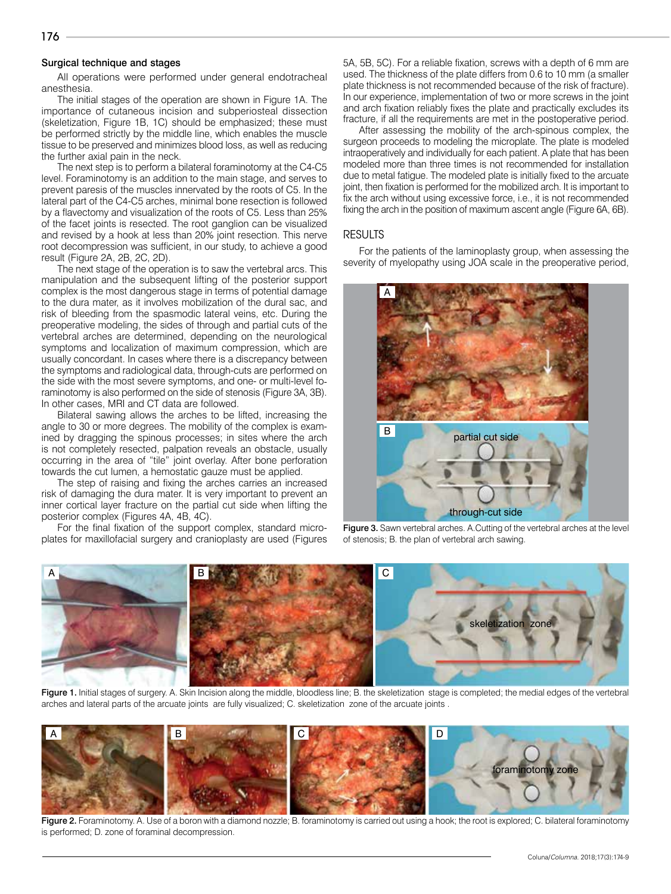### Surgical technique and stages

All operations were performed under general endotracheal anesthesia.

The initial stages of the operation are shown in Figure 1A. The importance of cutaneous incision and subperiosteal dissection (skeletization, Figure 1B, 1C) should be emphasized; these must be performed strictly by the middle line, which enables the muscle tissue to be preserved and minimizes blood loss, as well as reducing the further axial pain in the neck.

The next step is to perform a bilateral foraminotomy at the C4-C5 level. Foraminotomy is an addition to the main stage, and serves to prevent paresis of the muscles innervated by the roots of C5. In the lateral part of the C4-C5 arches, minimal bone resection is followed by a flavectomy and visualization of the roots of C5. Less than 25% of the facet joints is resected. The root ganglion can be visualized and revised by a hook at less than 20% joint resection. This nerve root decompression was sufficient, in our study, to achieve a good result (Figure 2A, 2B, 2C, 2D).

The next stage of the operation is to saw the vertebral arcs. This manipulation and the subsequent lifting of the posterior support complex is the most dangerous stage in terms of potential damage to the dura mater, as it involves mobilization of the dural sac, and risk of bleeding from the spasmodic lateral veins, etc. During the preoperative modeling, the sides of through and partial cuts of the vertebral arches are determined, depending on the neurological symptoms and localization of maximum compression, which are usually concordant. In cases where there is a discrepancy between the symptoms and radiological data, through-cuts are performed on the side with the most severe symptoms, and one- or multi-level foraminotomy is also performed on the side of stenosis (Figure 3A, 3B). In other cases, MRI and CT data are followed.

Bilateral sawing allows the arches to be lifted, increasing the angle to 30 or more degrees. The mobility of the complex is examined by dragging the spinous processes; in sites where the arch is not completely resected, palpation reveals an obstacle, usually occurring in the area of "tile" joint overlay. After bone perforation towards the cut lumen, a hemostatic gauze must be applied.

The step of raising and fixing the arches carries an increased risk of damaging the dura mater. It is very important to prevent an inner cortical layer fracture on the partial cut side when lifting the posterior complex (Figures 4A, 4B, 4C).

For the final fixation of the support complex, standard microplates for maxillofacial surgery and cranioplasty are used (Figures 5A, 5B, 5C). For a reliable fixation, screws with a depth of 6 mm are used. The thickness of the plate differs from 0.6 to 10 mm (a smaller plate thickness is not recommended because of the risk of fracture). In our experience, implementation of two or more screws in the joint and arch fixation reliably fixes the plate and practically excludes its fracture, if all the requirements are met in the postoperative period.

After assessing the mobility of the arch-spinous complex, the surgeon proceeds to modeling the microplate. The plate is modeled intraoperatively and individually for each patient. A plate that has been modeled more than three times is not recommended for installation due to metal fatigue. The modeled plate is initially fixed to the arcuate joint, then fixation is performed for the mobilized arch. It is important to fix the arch without using excessive force, i.e., it is not recommended fixing the arch in the position of maximum ascent angle (Figure 6A, 6B).

## RESULTS

For the patients of the laminoplasty group, when assessing the severity of myelopathy using JOA scale in the preoperative period,

**Figure 3.** Sawn vertebral arches. A.Cutting of the vertebral arches at the level of stenosis; B. the plan of vertebral arch sawing.

**Figure 1.** Initial stages of surgery. A. Skin Incision along the middle, bloodless line; B. the skeletization stage is completed; the medial edges of the vertebral arches and lateral parts of the arcuate joints are fully visualized; C. skeletization zone of the arcuate joints .

**Figure 2.** Foraminotomy. A. Use of a boron with a diamond nozzle; B. foraminotomy is carried out using a hook; the root is explored; C. bilateral foraminotomy is performed; D. zone of foraminal decompression.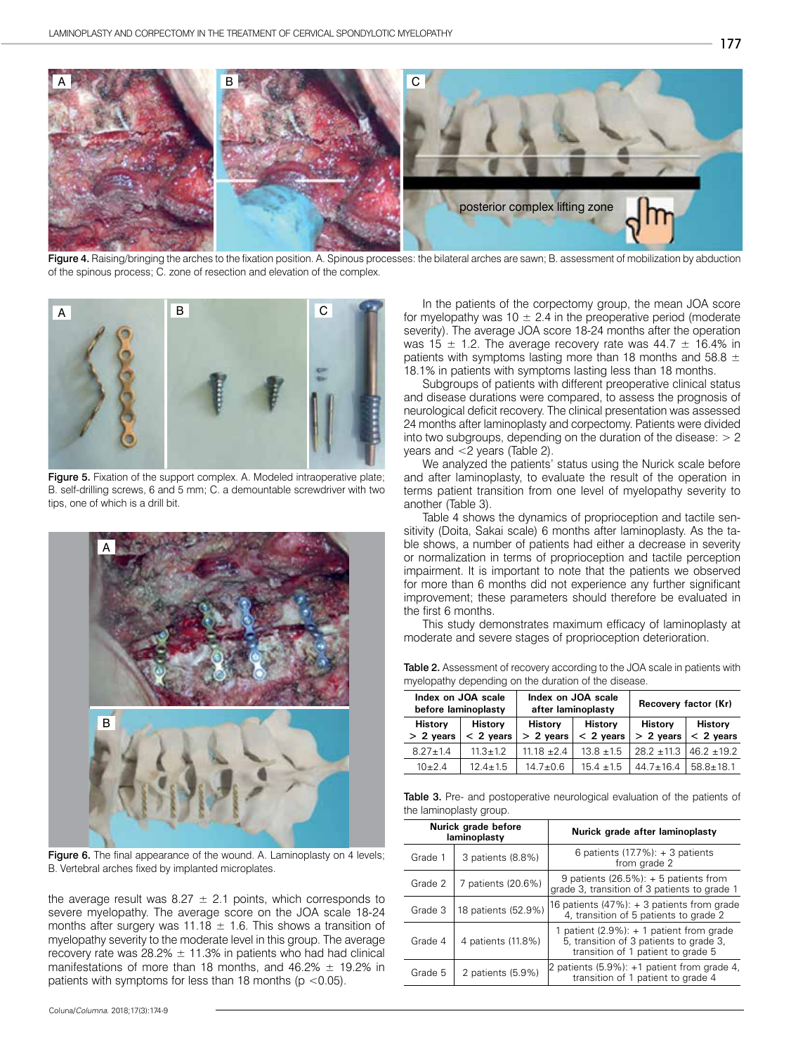Figure 4. Raising/bringing the arches to the fixation position. A. Spinous processes: the bilateral arches are sawn; B. assessment of mobilization by abduction of the spinous process; C. zone of resection and elevation of the complex.

Figure 5. Fixation of the support complex. A. Modeled intraoperative plate; B. self-drilling screws, 6 and 5 mm; C. a demountable screwdriver with two tips, one of which is a drill bit.

Figure 6. The final appearance of the wound. A. Laminoplasty on 4 levels; B. Vertebral arches fixed by implanted microplates.

the average result was 8.27 ± 2.1 points, which corresponds to severe myelopathy. The average score on the JOA scale 18-24 months after surgery was 11.18 ± 1.6. This shows a transition of myelopathy severity to the moderate level in this group. The average recovery rate was 28.2% ± 11.3% in patients who had had clinical manifestations of more than 18 months, and 46.2% ± 19.2% in patients with symptoms for less than 18 months ($p < 0.05$).

In the patients of the corpectomy group, the mean JOA score for myelopathy was 10 ± 2.4 in the preoperative period (moderate severity). The average JOA score 18-24 months after the operation was 15 ± 1.2. The average recovery rate was 44.7 ± 16.4% in patients with symptoms lasting more than 18 months and 58.8 ± 18.1% in patients with symptoms lasting less than 18 months.

Subgroups of patients with different preoperative clinical status and disease durations were compared, to assess the prognosis of neurological deficit recovery. The clinical presentation was assessed 24 months after laminoplasty and corpectomy. Patients were divided into two subgroups, depending on the duration of the disease: > 2 years and <2 years (Table 2).

We analyzed the patients' status using the Nurick scale before and after laminoplasty, to evaluate the result of the operation in terms patient transition from one level of myelopathy severity to another (Table 3).

Table 4 shows the dynamics of proprioception and tactile sensitivity (Doita, Sakai scale) 6 months after laminoplasty. As the table shows, a number of patients had either a decrease in severity or normalization in terms of proprioception and tactile perception impairment. It is important to note that the patients we observed for more than 6 months did not experience any further significant improvement; these parameters should therefore be evaluated in the first 6 months.

This study demonstrates maximum efficacy of laminoplasty at moderate and severe stages of proprioception deterioration.

**Table 2.** Assessment of recovery according to the JOA scale in patients with myelopathy depending on the duration of the disease.

| Index on JOA scale before laminoplasty | | Index on JOA scale after laminoplasty | | Recovery factor (Kr) | |
|---|---|---|---|---|---|
| History > 2 years | History < 2 years | History > 2 years | History < 2 years | History > 2 years | History < 2 years |
| 8.27±1.4 | 11.3±1.2 | 11.18 ±2.4 | 13.8 ±1.5 | 28.2 ±11.3 | 46.2 ±19.2 |
| 10±2.4 | 12.4±1.5 | 14.7±0.6 | 15.4 ±1.5 | 44.7±16.4 | 58.8±18.1 |

**Table 3.** Pre- and postoperative neurological evaluation of the patients of the laminoplasty group.

| Nurick grade before laminoplasty | | Nurick grade after laminoplasty |
|---|---|---|
| Grade 1 | 3 patients (8.8%) | 6 patients (17.7%): + 3 patients from grade 2 |
| Grade 2 | 7 patients (20.6%) | 9 patients (26.5%): + 5 patients from grade 3, transition of 3 patients to grade 1 |
| Grade 3 | 18 patients (52.9%) | 16 patients (47%): + 3 patients from grade 4, transition of 5 patients to grade 2 |
| Grade 4 | 4 patients (11.8%) | 1 patient (2.9%): + 1 patient from grade 5, transition of 3 patients to grade 3, transition of 1 patient to grade 5 |
| Grade 5 | 2 patients (5.9%) | 2 patients (5.9%): +1 patient from grade 4, transition of 1 patient to grade 4 |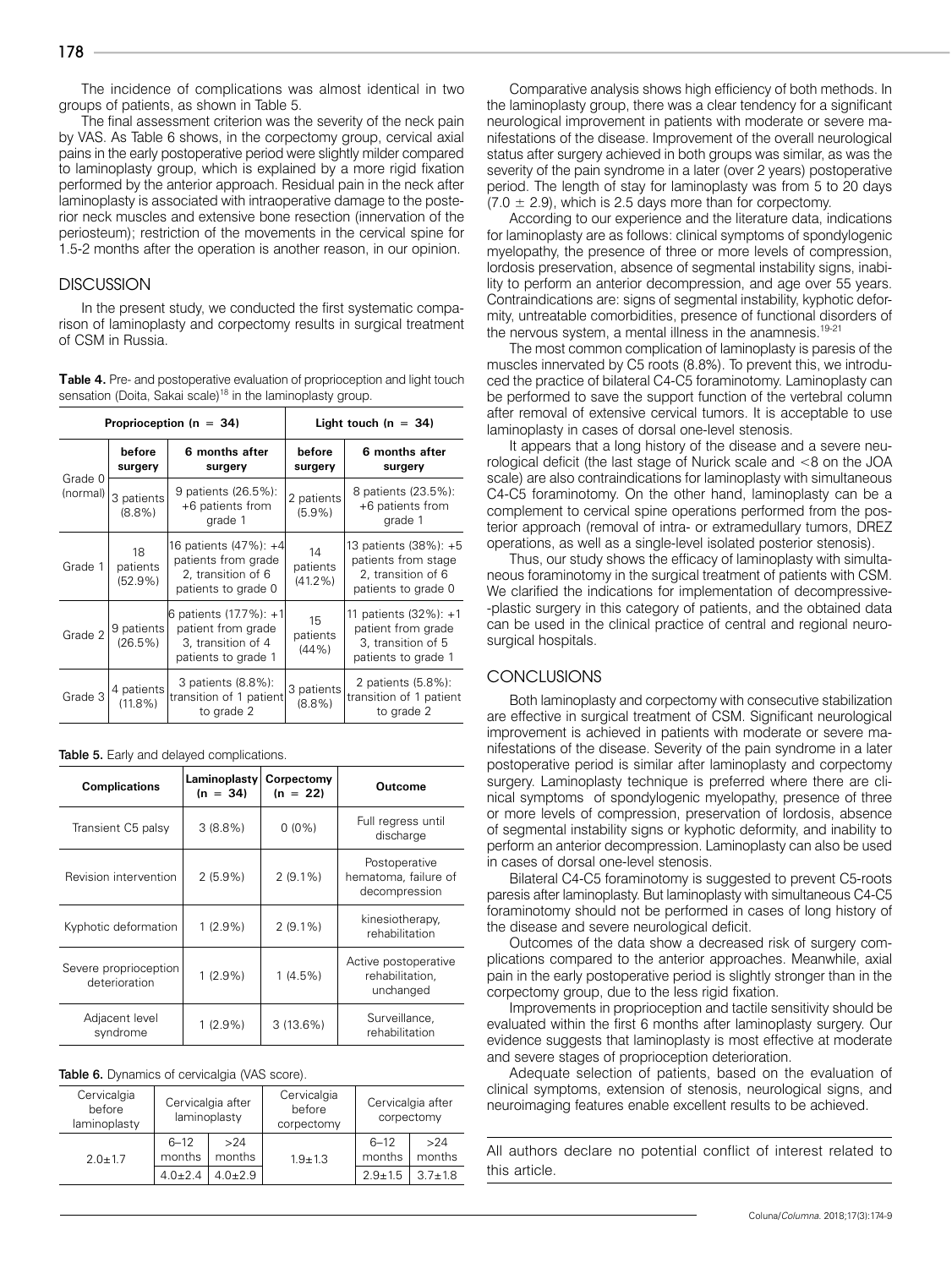The incidence of complications was almost identical in two groups of patients, as shown in Table 5.

The final assessment criterion was the severity of the neck pain by VAS. As Table 6 shows, in the corpectomy group, cervical axial pains in the early postoperative period were slightly milder compared to laminoplasty group, which is explained by a more rigid fixation performed by the anterior approach. Residual pain in the neck after laminoplasty is associated with intraoperative damage to the posterior neck muscles and extensive bone resection (innervation of the periosteum); restriction of the movements in the cervical spine for 1.5-2 months after the operation is another reason, in our opinion.

## DISCUSSION

In the present study, we conducted the first systematic comparison of laminoplasty and corpectomy results in surgical treatment of CSM in Russia.

**Table 4.** Pre- and postoperative evaluation of proprioception and light touch sensation (Doita, Sakai scale)[18] in the laminoplasty group.

| | Proprioception (n = 34) | | Light touch (n = 34) | |
|---|---|---|---|---|
| | before surgery | 6 months after surgery | before surgery | 6 months after surgery |
| Grade 0 (normal) | 3 patients (8.8%) | 9 patients (26.5%): +6 patients from grade 1 | 2 patients (5.9%) | 8 patients (23.5%): +6 patients from grade 1 |
| Grade 1 | 18 patients (52.9%) | 16 patients (47%): +4 patients from grade 2, transition of 6 patients to grade 0 | 14 patients (41.2%) | 13 patients (38%): +5 patients from stage 2, transition of 6 patients to grade 0 |
| Grade 2 | 9 patients (26.5%) | 6 patients (17.7%): +1 patient from grade 3, transition of 4 patients to grade 1 | 15 patients (44%) | 11 patients (32%): +1 patient from grade 3, transition of 5 patients to grade 1 |
| Grade 3 | 4 patients (11.8%) | 3 patients (8.8%): transition of 1 patient to grade 2 | 3 patients (8.8%) | 2 patients (5.8%): transition of 1 patient to grade 2 |

**Table 5.** Early and delayed complications.

| Complications | Laminoplasty (n = 34) | Corpectomy (n = 22) | Outcome |
|---|---|---|---|
| Transient C5 palsy | 3 (8.8%) | 0 (0%) | Full regress until discharge |
| Revision intervention | 2 (5.9%) | 2 (9.1%) | Postoperative hematoma, failure of decompression |
| Kyphotic deformation | 1 (2.9%) | 2 (9.1%) | kinesiotherapy, rehabilitation |
| Severe proprioception deterioration | 1 (2.9%) | 1 (4.5%) | Active postoperative rehabilitation, unchanged |
| Adjacent level syndrome | 1 (2.9%) | 3 (13.6%) | Surveillance, rehabilitation |

**Table 6.** Dynamics of cervicalgia (VAS score).

| Cervicalgia before laminoplasty | Cervicalgia after laminoplasty | | Cervicalgia before corpectomy | Cervicalgia after corpectomy | |
|---|---|---|---|---|---|
| | 6–12 months | >24 months | | 6–12 months | >24 months |
| 2.0±1.7 | 4.0±2.4 | 4.0±2.9 | 1.9±1.3 | 2.9±1.5 | 3.7±1.8 |

Comparative analysis shows high efficiency of both methods. In the laminoplasty group, there was a clear tendency for a significant neurological improvement in patients with moderate or severe manifestations of the disease. Improvement of the overall neurological status after surgery achieved in both groups was similar, as was the severity of the pain syndrome in a later (over 2 years) postoperative period. The length of stay for laminoplasty was from 5 to 20 days ($7.0 \pm 2.9$), which is 2.5 days more than for corpectomy.

According to our experience and the literature data, indications for laminoplasty are as follows: clinical symptoms of spondylogenic myelopathy, the presence of three or more levels of compression, lordosis preservation, absence of segmental instability signs, inability to perform an anterior decompression, and age over 55 years. Contraindications are: signs of segmental instability, kyphotic deformity, untreatable comorbidities, presence of functional disorders of the nervous system, a mental illness in the anamnesis.[19-21]

The most common complication of laminoplasty is paresis of the muscles innervated by C5 roots (8.8%). To prevent this, we introduced the practice of bilateral C4-C5 foraminotomy. Laminoplasty can be performed to save the support function of the vertebral column after removal of extensive cervical tumors. It is acceptable to use laminoplasty in cases of dorsal one-level stenosis.

It appears that a long history of the disease and a severe neurological deficit (the last stage of Nurick scale and <8 on the JOA scale) are also contraindications for laminoplasty with simultaneous C4-C5 foraminotomy. On the other hand, laminoplasty can be a complement to cervical spine operations performed from the posterior approach (removal of intra- or extramedullary tumors, DREZ operations, as well as a single-level isolated posterior stenosis).

Thus, our study shows the efficacy of laminoplasty with simultaneous foraminotomy in the surgical treatment of patients with CSM. We clarified the indications for implementation of decompressive-plastic surgery in this category of patients, and the obtained data can be used in the clinical practice of central and regional neurosurgical hospitals.

## CONCLUSIONS

Both laminoplasty and corpectomy with consecutive stabilization are effective in surgical treatment of CSM. Significant neurological improvement is achieved in patients with moderate or severe manifestations of the disease. Severity of the pain syndrome in a later postoperative period is similar after laminoplasty and corpectomy surgery. Laminoplasty technique is preferred where there are clinical symptoms of spondylogenic myelopathy, presence of three or more levels of compression, preservation of lordosis, absence of segmental instability signs or kyphotic deformity, and inability to perform an anterior decompression. Laminoplasty can also be used in cases of dorsal one-level stenosis.

Bilateral C4-C5 foraminotomy is suggested to prevent C5-roots paresis after laminoplasty. But laminoplasty with simultaneous C4-C5 foraminotomy should not be performed in cases of long history of the disease and severe neurological deficit.

Outcomes of the data show a decreased risk of surgery complications compared to the anterior approaches. Meanwhile, axial pain in the early postoperative period is slightly stronger than in the corpectomy group, due to the less rigid fixation.

Improvements in proprioception and tactile sensitivity should be evaluated within the first 6 months after laminoplasty surgery. Our evidence suggests that laminoplasty is most effective at moderate and severe stages of proprioception deterioration.

Adequate selection of patients, based on the evaluation of clinical symptoms, extension of stenosis, neurological signs, and neuroimaging features enable excellent results to be achieved.

All authors declare no potential conflict of interest related to this article.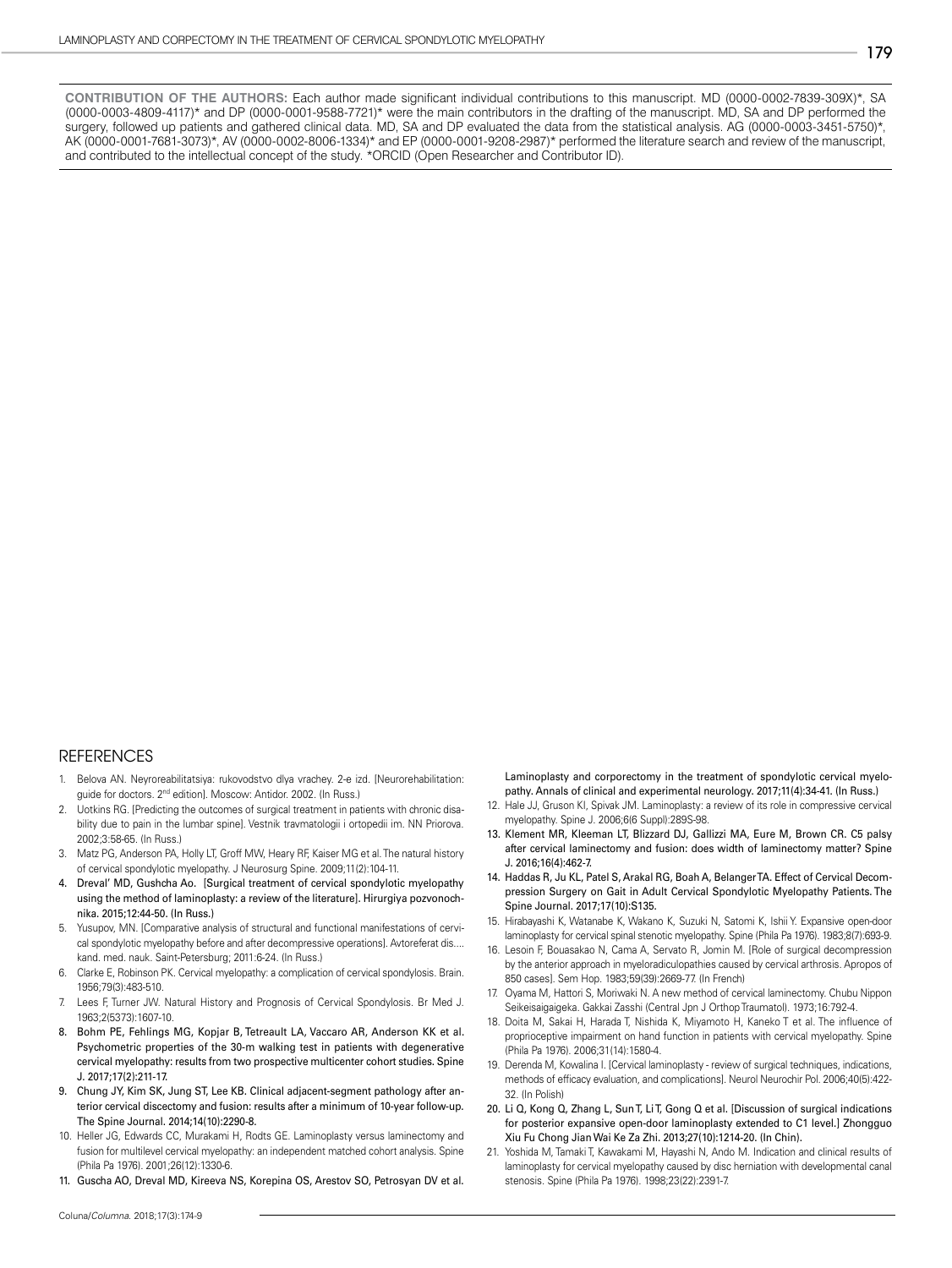**CONTRIBUTION OF THE AUTHORS:** Each author made significant individual contributions to this manuscript. MD (0000-0002-7839-309X)*, SA (0000-0003-4809-4117)* and DP (0000-0001-9588-7721)* were the main contributors in the drafting of the manuscript. MD, SA and DP performed the surgery, followed up patients and gathered clinical data. MD, SA and DP evaluated the data from the statistical analysis. AG (0000-0003-3451-5750)*, AK (0000-0001-7681-3073)*, AV (0000-0002-8006-1334)* and EP (0000-0001-9208-2987)* performed the literature search and review of the manuscript, and contributed to the intellectual concept of the study. *ORCID (Open Researcher and Contributor ID).

## REFERENCES

1. Belova AN. Neyroreabilitatsiya: rukovodstvo dlya vrachey. 2-e izd. [Neurorehabilitation: guide for doctors. 2nd edition]. Moscow: Antidor. 2002. (In Russ.)
2. Uotkins RG. [Predicting the outcomes of surgical treatment in patients with chronic disability due to pain in the lumbar spine]. Vestnik travmatologii i ortopedii im. NN Priorova. 2002;3:58-65. (In Russ.)
3. Matz PG, Anderson PA, Holly LT, Groff MW, Heary RF, Kaiser MG et al. The natural history of cervical spondylotic myelopathy. J Neurosurg Spine. 2009;11(2):104-11.
4. Dreval' MD, Gushcha Ao. [Surgical treatment of cervical spondylotic myelopathy using the method of laminoplasty: a review of the literature]. Hirurgiya pozvonochnika. 2015;12:44-50. (In Russ.)
5. Yusupov, MN. [Comparative analysis of structural and functional manifestations of cervical spondylotic myelopathy before and after decompressive operations]. Avtoreferat dis.... kand. med. nauk. Saint-Petersburg; 2011:6-24. (In Russ.)
6. Clarke E, Robinson PK. Cervical myelopathy: a complication of cervical spondylosis. Brain. 1956;79(3):483-510.
7. Lees F, Turner JW. Natural History and Prognosis of Cervical Spondylosis. Br Med J. 1963;2(5373):1607-10.
8. Bohm PE, Fehlings MG, Kopjar B, Tetreault LA, Vaccaro AR, Anderson KK et al. Psychometric properties of the 30-m walking test in patients with degenerative cervical myelopathy: results from two prospective multicenter cohort studies. Spine J. 2017;17(2):211-17.
9. Chung JY, Kim SK, Jung ST, Lee KB. Clinical adjacent-segment pathology after anterior cervical discectomy and fusion: results after a minimum of 10-year follow-up. The Spine Journal. 2014;14(10):2290-8.
10. Heller JG, Edwards CC, Murakami H, Rodts GE. Laminoplasty versus laminectomy and fusion for multilevel cervical myelopathy: an independent matched cohort analysis. Spine (Phila Pa 1976). 2001;26(12):1330-6.
11. Guscha AO, Dreval MD, Kireeva NS, Korepina OS, Arestov SO, Petrosyan DV et al. Laminoplasty and corporectomy in the treatment of spondylotic cervical myelopathy. Annals of clinical and experimental neurology. 2017;11(4):34-41. (In Russ.)
12. Hale JJ, Gruson KI, Spivak JM. Laminoplasty: a review of its role in compressive cervical myelopathy. Spine J. 2006;6(6 Suppl):289S-98.
13. Klement MR, Kleeman LT, Blizzard DJ, Gallizzi MA, Eure M, Brown CR. C5 palsy after cervical laminectomy and fusion: does width of laminectomy matter? Spine J. 2016;16(4):462-7.
14. Haddas R, Ju KL, Patel S, Arakal RG, Boah A, Belanger TA. Effect of Cervical Decompression Surgery on Gait in Adult Cervical Spondylotic Myelopathy Patients. The Spine Journal. 2017;17(10):S135.
15. Hirabayashi K, Watanabe K, Wakano K, Suzuki N, Satomi K, Ishii Y. Expansive open-door laminoplasty for cervical spinal stenotic myelopathy. Spine (Phila Pa 1976). 1983;8(7):693-9.
16. Lesoin F, Bouasakao N, Cama A, Servato R, Jomin M. [Role of surgical decompression by the anterior approach in myeloradiculopathies caused by cervical arthrosis. Apropos of 850 cases]. Sem Hop. 1983;59(39):2669-77. (In French)
17. Oyama M, Hattori S, Moriwaki N. A new method of cervical laminectomy. Chubu Nippon Seikeisaigaigeka. Gakkai Zasshi (Central Jpn J Orthop Traumatol). 1973;16:792-4.
18. Doita M, Sakai H, Harada T, Nishida K, Miyamoto H, Kaneko T et al. The influence of proprioceptive impairment on hand function in patients with cervical myelopathy. Spine (Phila Pa 1976). 2006;31(14):1580-4.
19. Derenda M, Kowalina I. [Cervical laminoplasty - review of surgical techniques, indications, methods of efficacy evaluation, and complications]. Neurol Neurochir Pol. 2006;40(5):422-32. (In Polish)
20. Li Q, Kong Q, Zhang L, Sun T, Li T, Gong Q et al. [Discussion of surgical indications for posterior expansive open-door laminoplasty extended to C1 level.] Zhongguo Xiu Fu Chong Jian Wai Ke Za Zhi. 2013;27(10):1214-20. (In Chin).
21. Yoshida M, Tamaki T, Kawakami M, Hayashi N, Ando M. Indication and clinical results of laminoplasty for cervical myelopathy caused by disc herniation with developmental canal stenosis. Spine (Phila Pa 1976). 1998;23(22):2391-7.